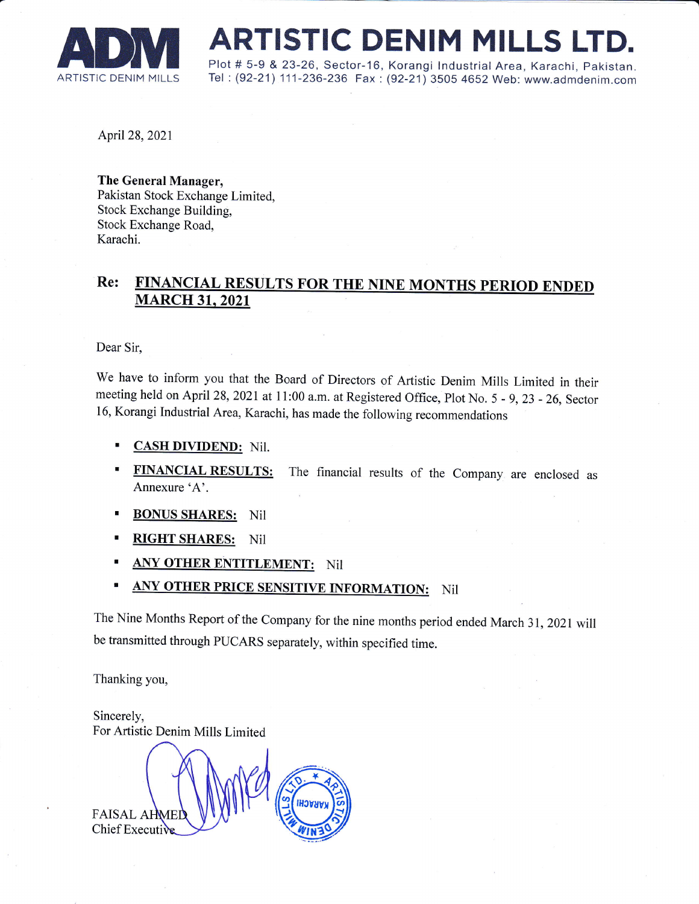# ARTISTIC DENIM MILLS LTD.

ADM ARTISTIC DENIM MILLS

Plot # 5-9 & 23-26, Sector-16, Korangi Industrial Area, Karachi, Pakistan.
Tel : (92-21) 111-236-236 Fax : (92-21) 3505 4652 Web: www.admdenim.com

April 28, 2021

**The General Manager,**
Pakistan Stock Exchange Limited,
Stock Exchange Building,
Stock Exchange Road,
Karachi.

**Re: FINANCIAL RESULTS FOR THE NINE MONTHS PERIOD ENDED MARCH 31, 2021**

Dear Sir,

We have to inform you that the Board of Directors of Artistic Denim Mills Limited in their meeting held on April 28, 2021 at 11:00 a.m. at Registered Office, Plot No. 5 - 9, 23 - 26, Sector 16, Korangi Industrial Area, Karachi, has made the following recommendations

- **CASH DIVIDEND:** Nil.
- **FINANCIAL RESULTS:** The financial results of the Company are enclosed as Annexure 'A'.
- **BONUS SHARES:** Nil
- **RIGHT SHARES:** Nil
- **ANY OTHER ENTITLEMENT:** Nil
- **ANY OTHER PRICE SENSITIVE INFORMATION:** Nil

The Nine Months Report of the Company for the nine months period ended March 31, 2021 will be transmitted through PUCARS separately, within specified time.

Thanking you,

Sincerely,
For Artistic Denim Mills Limited

FAISAL AHMED
Chief Executive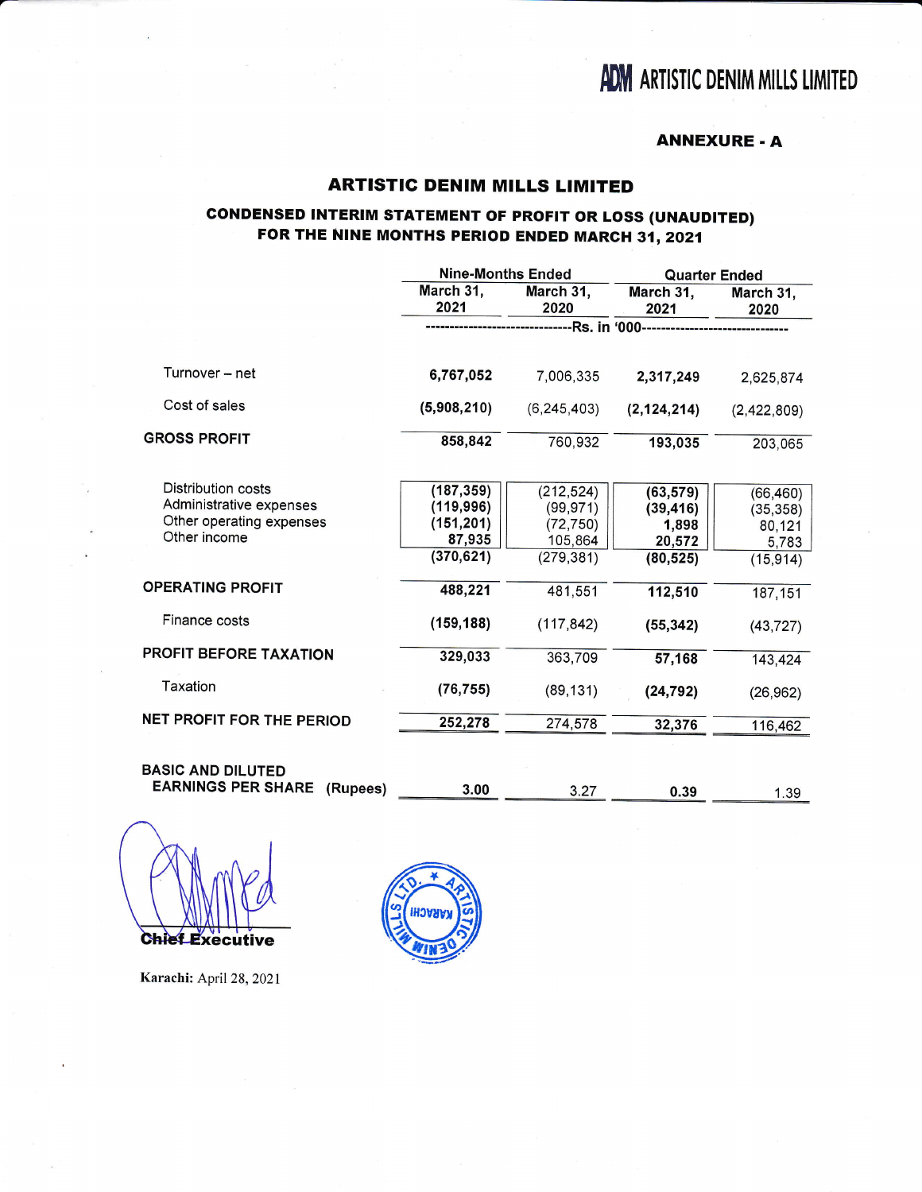ADM ARTISTIC DENIM MILLS LIMITED

**ANNEXURE - A**

## ARTISTIC DENIM MILLS LIMITED

### CONDENSED INTERIM STATEMENT OF PROFIT OR LOSS (UNAUDITED) FOR THE NINE MONTHS PERIOD ENDED MARCH 31, 2021

| | Nine-Months Ended | | Quarter Ended | |
|---|---|---|---|---|
| | March 31, 2021 | March 31, 2020 | March 31, 2021 | March 31, 2020 |
| | -Rs. in '000- | | | |
| Turnover – net | **6,767,052** | 7,006,335 | **2,317,249** | 2,625,874 |
| Cost of sales | **(5,908,210)** | (6,245,403) | **(2,124,214)** | (2,422,809) |
| **GROSS PROFIT** | **858,842** | 760,932 | **193,035** | 203,065 |
| Distribution costs | **(187,359)** | (212,524) | **(63,579)** | (66,460) |
| Administrative expenses | **(119,996)** | (99,971) | **(39,416)** | (35,358) |
| Other operating expenses | **(151,201)** | (72,750) | **1,898** | 80,121 |
| Other income | **87,935** | 105,864 | **20,572** | 5,783 |
| | **(370,621)** | (279,381) | **(80,525)** | (15,914) |
| **OPERATING PROFIT** | **488,221** | 481,551 | **112,510** | 187,151 |
| Finance costs | **(159,188)** | (117,842) | **(55,342)** | (43,727) |
| **PROFIT BEFORE TAXATION** | **329,033** | 363,709 | **57,168** | 143,424 |
| Taxation | **(76,755)** | (89,131) | **(24,792)** | (26,962) |
| **NET PROFIT FOR THE PERIOD** | **252,278** | 274,578 | **32,376** | 116,462 |
| **BASIC AND DILUTED EARNINGS PER SHARE (Rupees)** | **3.00** | 3.27 | **0.39** | 1.39 |

**Chief Executive**

**Karachi:** April 28, 2021